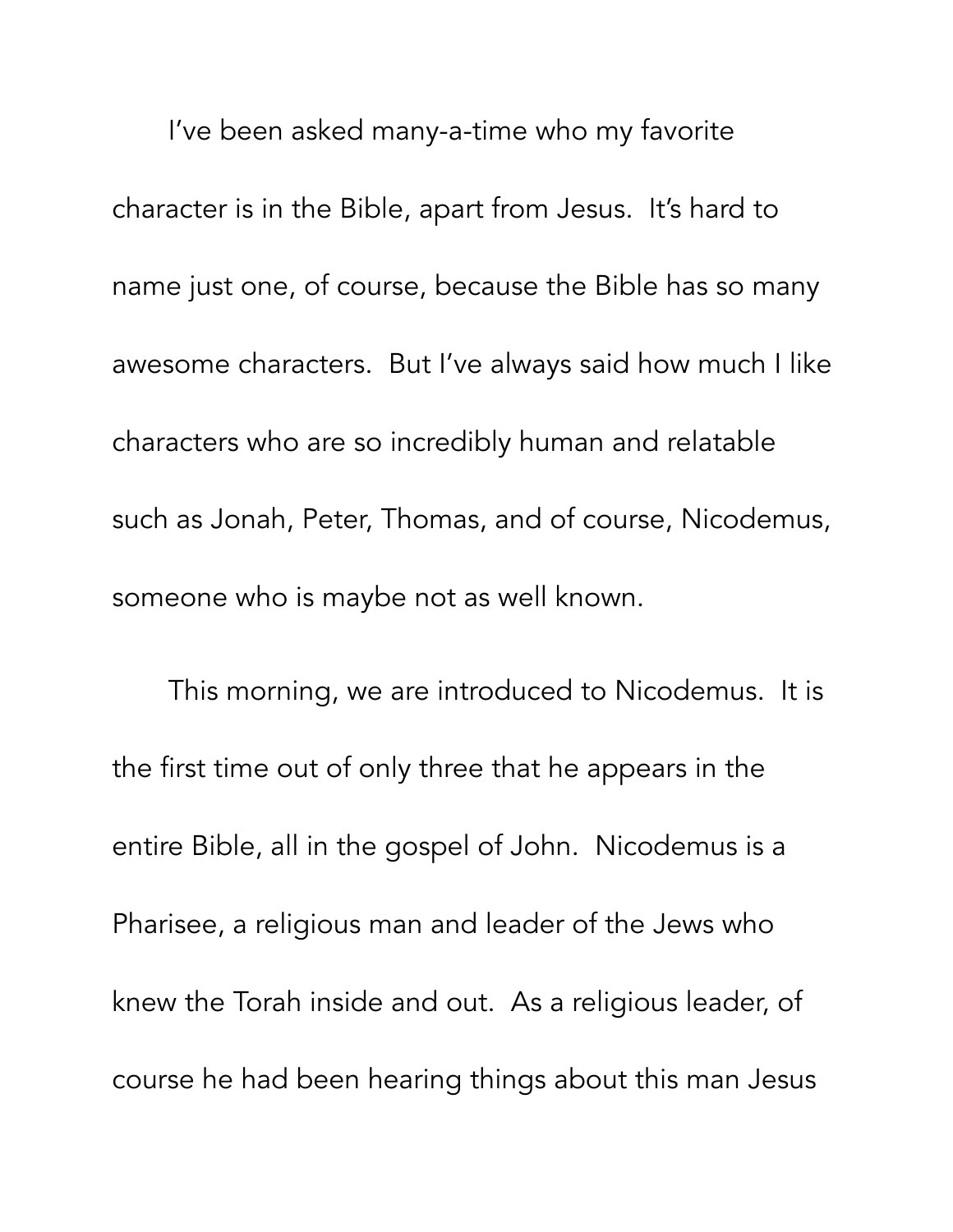I've been asked many-a-time who my favorite character is in the Bible, apart from Jesus. It's hard to name just one, of course, because the Bible has so many awesome characters. But I've always said how much I like characters who are so incredibly human and relatable such as Jonah, Peter, Thomas, and of course, Nicodemus, someone who is maybe not as well known.

This morning, we are introduced to Nicodemus. It is the first time out of only three that he appears in the entire Bible, all in the gospel of John. Nicodemus is a Pharisee, a religious man and leader of the Jews who knew the Torah inside and out. As a religious leader, of course he had been hearing things about this man Jesus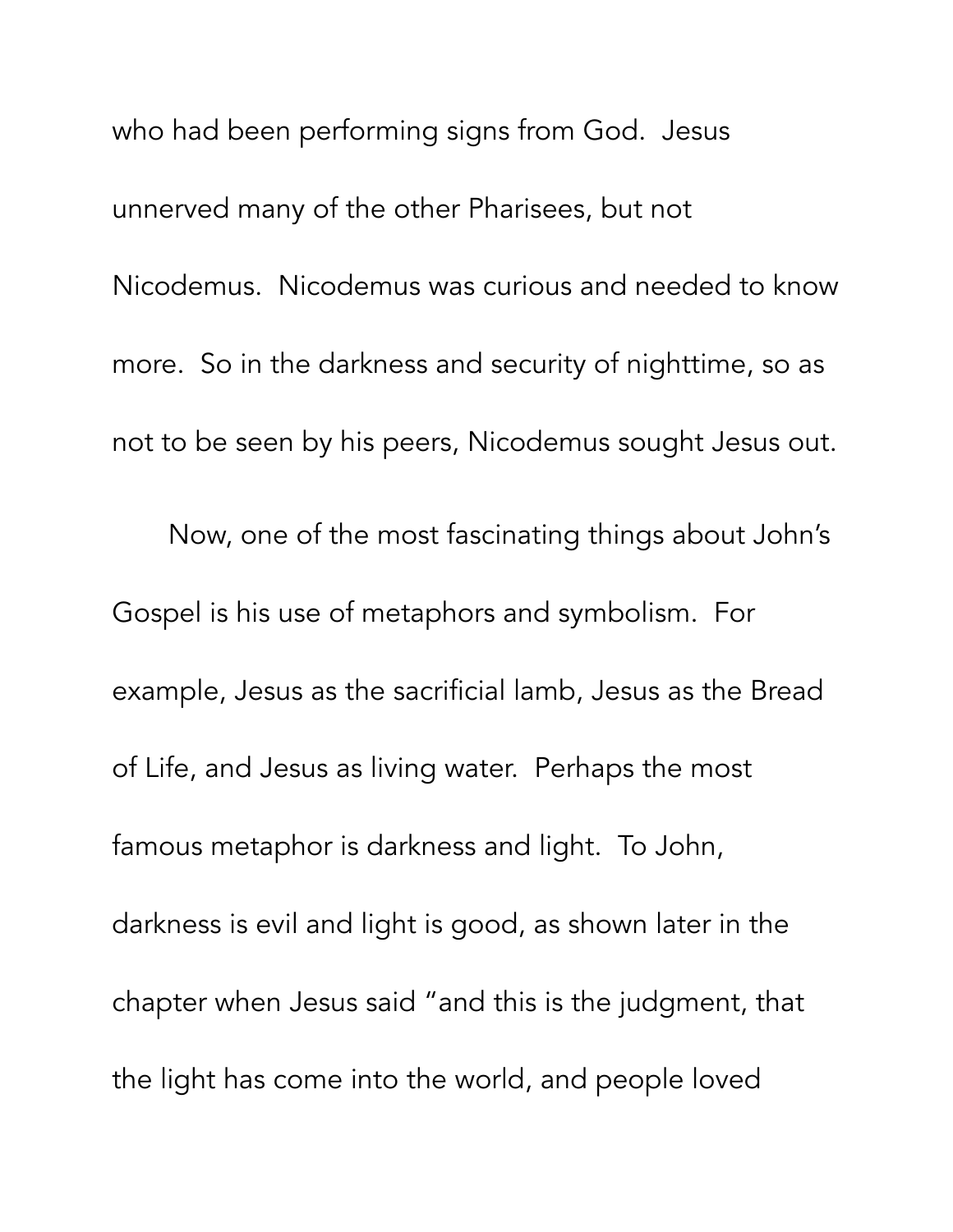who had been performing signs from God.  Jesus unnerved many of the other Pharisees, but not Nicodemus.  Nicodemus was curious and needed to know more.  So in the darkness and security of nighttime, so as not to be seen by his peers, Nicodemus sought Jesus out.

Now, one of the most fascinating things about John's Gospel is his use of metaphors and symbolism.  For example, Jesus as the sacrificial lamb, Jesus as the Bread of Life, and Jesus as living water.  Perhaps the most famous metaphor is darkness and light.  To John, darkness is evil and light is good, as shown later in the chapter when Jesus said "and this is the judgment, that the light has come into the world, and people loved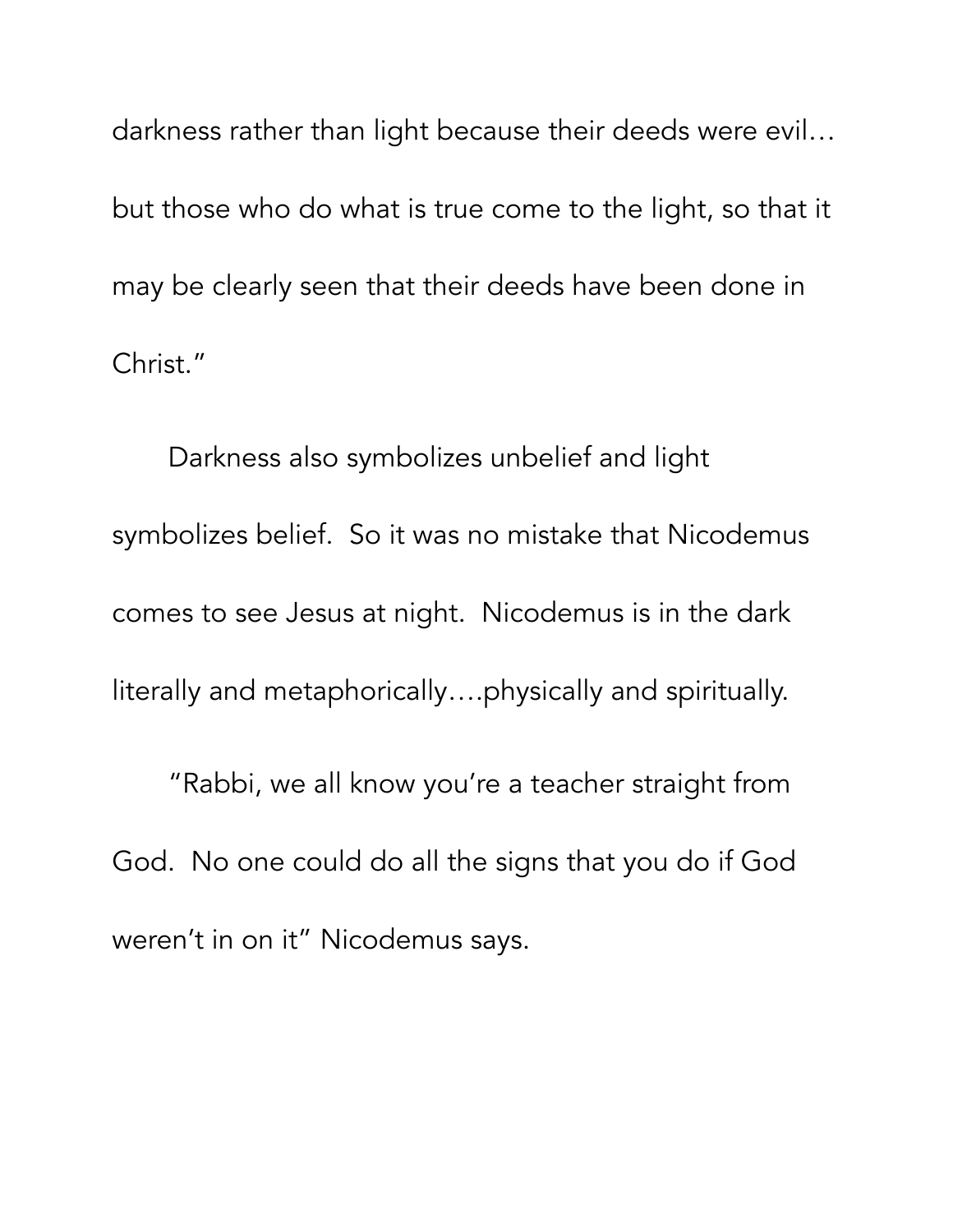darkness rather than light because their deeds were evil… but those who do what is true come to the light, so that it may be clearly seen that their deeds have been done in Christ."

Darkness also symbolizes unbelief and light symbolizes belief. So it was no mistake that Nicodemus comes to see Jesus at night. Nicodemus is in the dark literally and metaphorically….physically and spiritually.

"Rabbi, we all know you're a teacher straight from God. No one could do all the signs that you do if God weren't in on it" Nicodemus says.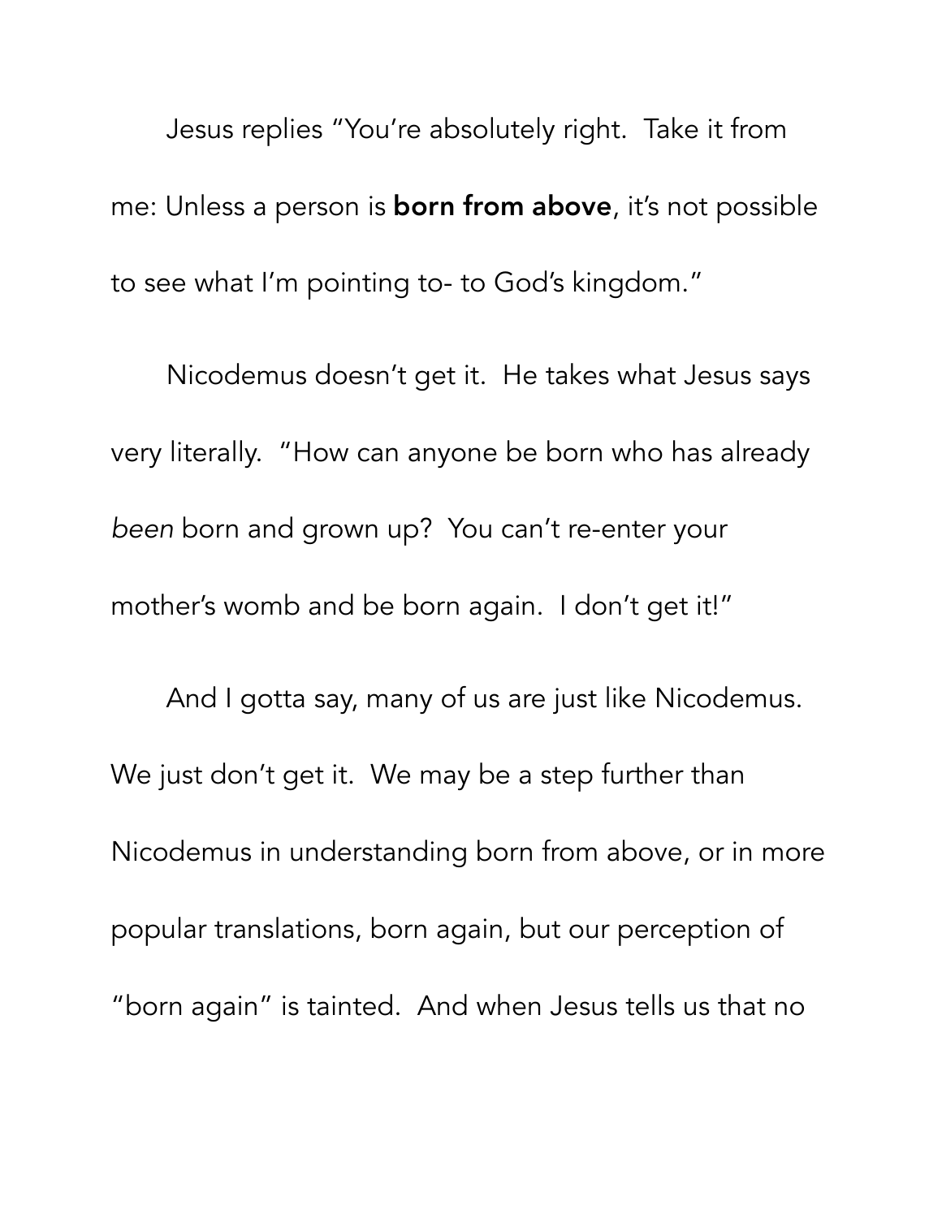Jesus replies "You're absolutely right. Take it from me: Unless a person is **born from above**, it's not possible to see what I'm pointing to- to God's kingdom."

Nicodemus doesn't get it. He takes what Jesus says very literally. "How can anyone be born who has already *been* born and grown up? You can't re-enter your mother's womb and be born again. I don't get it!"

And I gotta say, many of us are just like Nicodemus. We just don't get it. We may be a step further than Nicodemus in understanding born from above, or in more popular translations, born again, but our perception of "born again" is tainted. And when Jesus tells us that no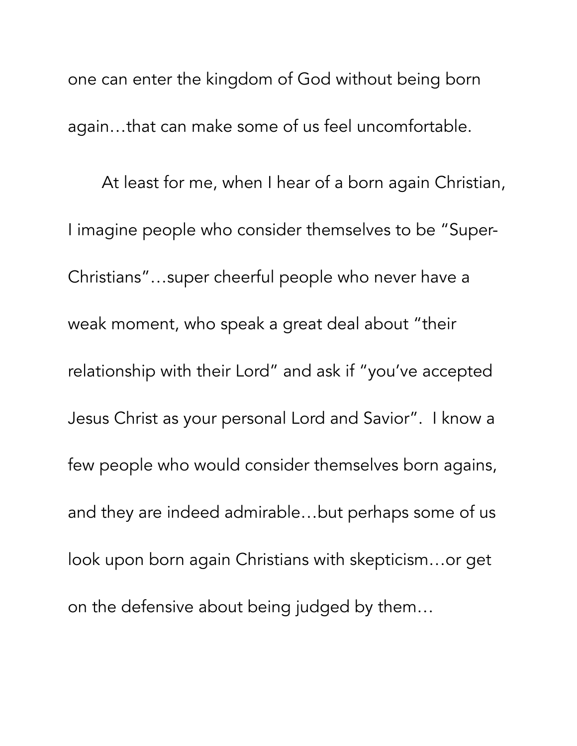one can enter the kingdom of God without being born again…that can make some of us feel uncomfortable.

At least for me, when I hear of a born again Christian, I imagine people who consider themselves to be "Super-Christians"…super cheerful people who never have a weak moment, who speak a great deal about "their relationship with their Lord" and ask if "you've accepted Jesus Christ as your personal Lord and Savior". I know a few people who would consider themselves born agains, and they are indeed admirable…but perhaps some of us look upon born again Christians with skepticism…or get on the defensive about being judged by them…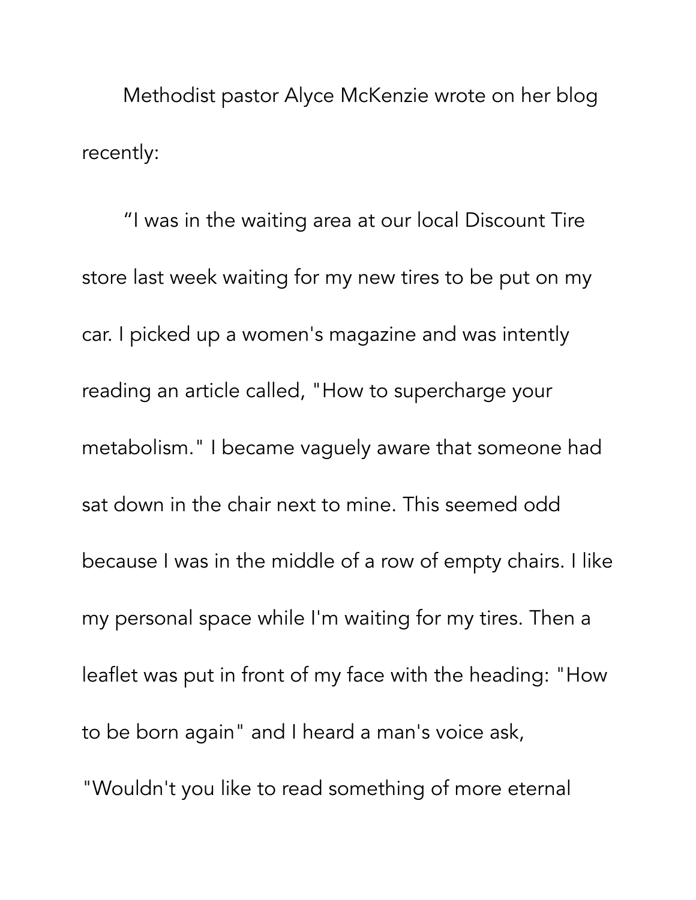Methodist pastor Alyce McKenzie wrote on her blog recently:

“I was in the waiting area at our local Discount Tire store last week waiting for my new tires to be put on my car. I picked up a women's magazine and was intently reading an article called, "How to supercharge your metabolism." I became vaguely aware that someone had sat down in the chair next to mine. This seemed odd because I was in the middle of a row of empty chairs. I like my personal space while I'm waiting for my tires. Then a leaflet was put in front of my face with the heading: "How to be born again" and I heard a man's voice ask, "Wouldn't you like to read something of more eternal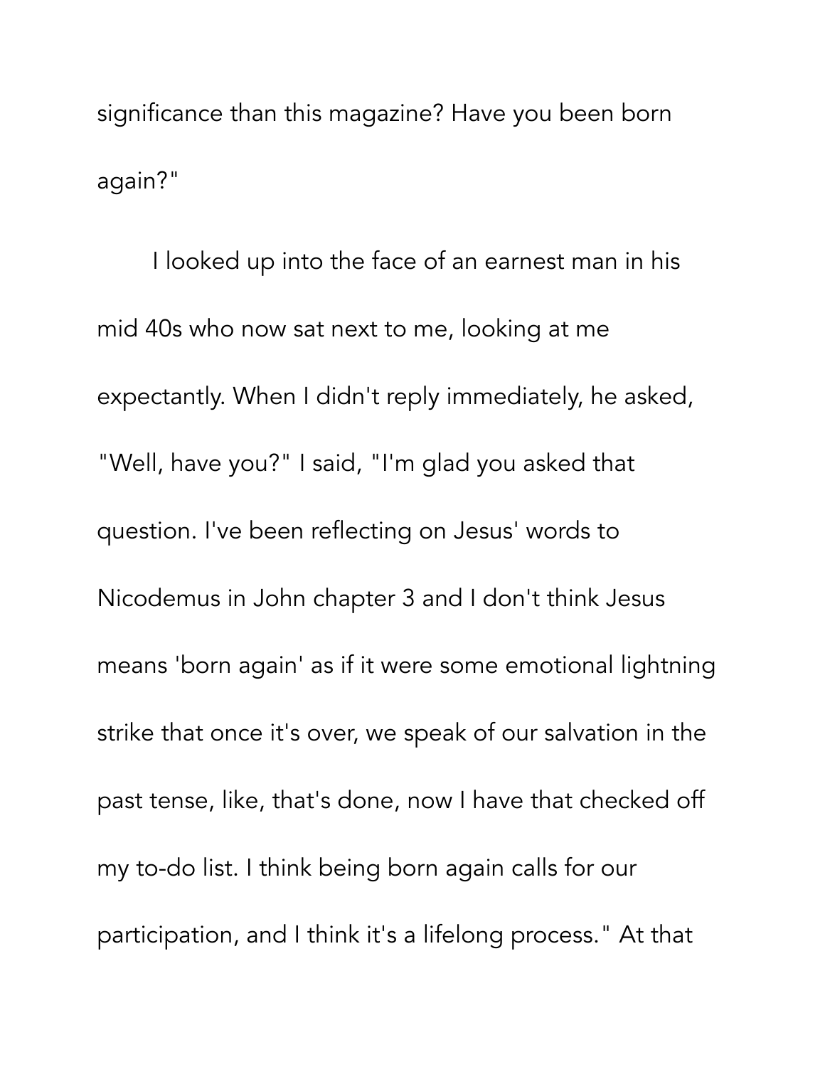significance than this magazine? Have you been born again?"

I looked up into the face of an earnest man in his mid 40s who now sat next to me, looking at me expectantly. When I didn't reply immediately, he asked, "Well, have you?" I said, "I'm glad you asked that question. I've been reflecting on Jesus' words to Nicodemus in John chapter 3 and I don't think Jesus means 'born again' as if it were some emotional lightning strike that once it's over, we speak of our salvation in the past tense, like, that's done, now I have that checked off my to-do list. I think being born again calls for our participation, and I think it's a lifelong process." At that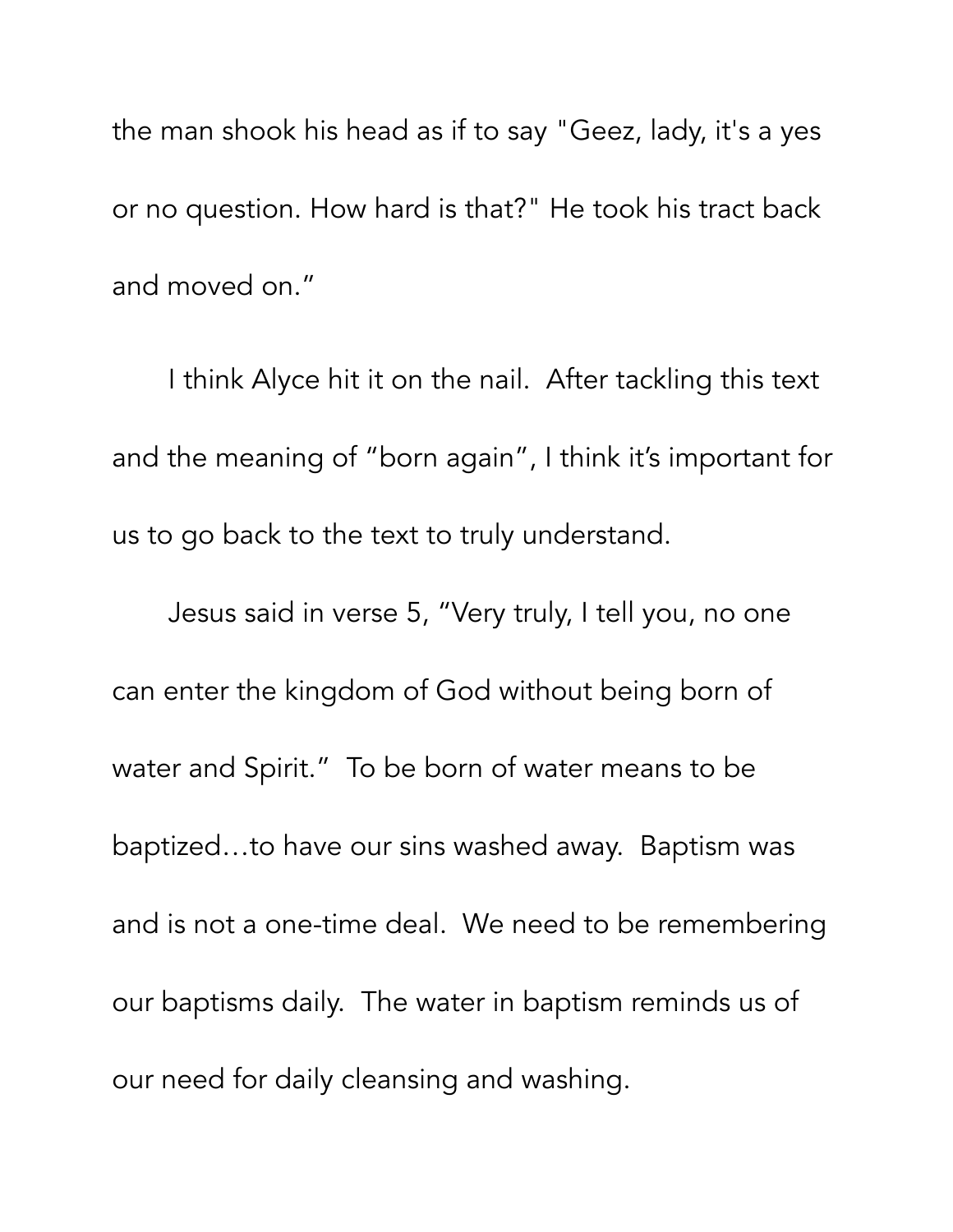the man shook his head as if to say "Geez, lady, it's a yes or no question. How hard is that?" He took his tract back and moved on."

I think Alyce hit it on the nail. After tackling this text and the meaning of "born again", I think it's important for us to go back to the text to truly understand.

Jesus said in verse 5, "Very truly, I tell you, no one can enter the kingdom of God without being born of water and Spirit." To be born of water means to be baptized…to have our sins washed away. Baptism was and is not a one-time deal. We need to be remembering our baptisms daily. The water in baptism reminds us of our need for daily cleansing and washing.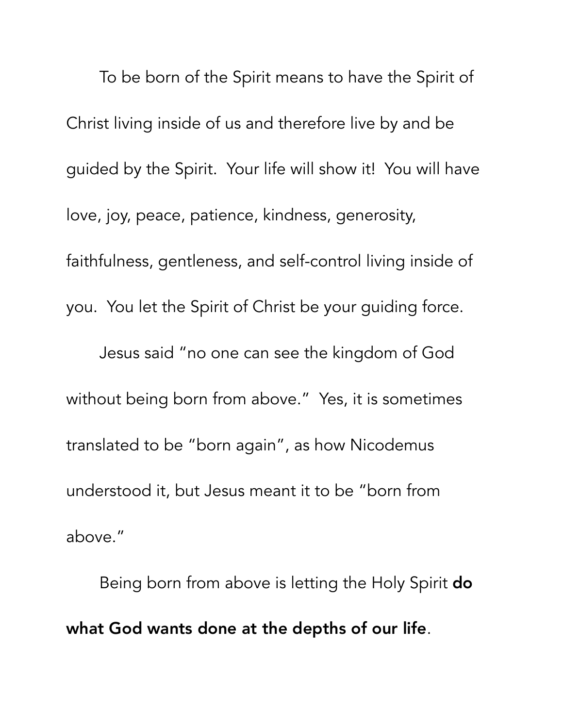To be born of the Spirit means to have the Spirit of Christ living inside of us and therefore live by and be guided by the Spirit.  Your life will show it!  You will have love, joy, peace, patience, kindness, generosity, faithfulness, gentleness, and self-control living inside of you.  You let the Spirit of Christ be your guiding force.

Jesus said "no one can see the kingdom of God without being born from above."  Yes, it is sometimes translated to be "born again", as how Nicodemus understood it, but Jesus meant it to be "born from above."

Being born from above is letting the Holy Spirit **do what God wants done at the depths of our life**.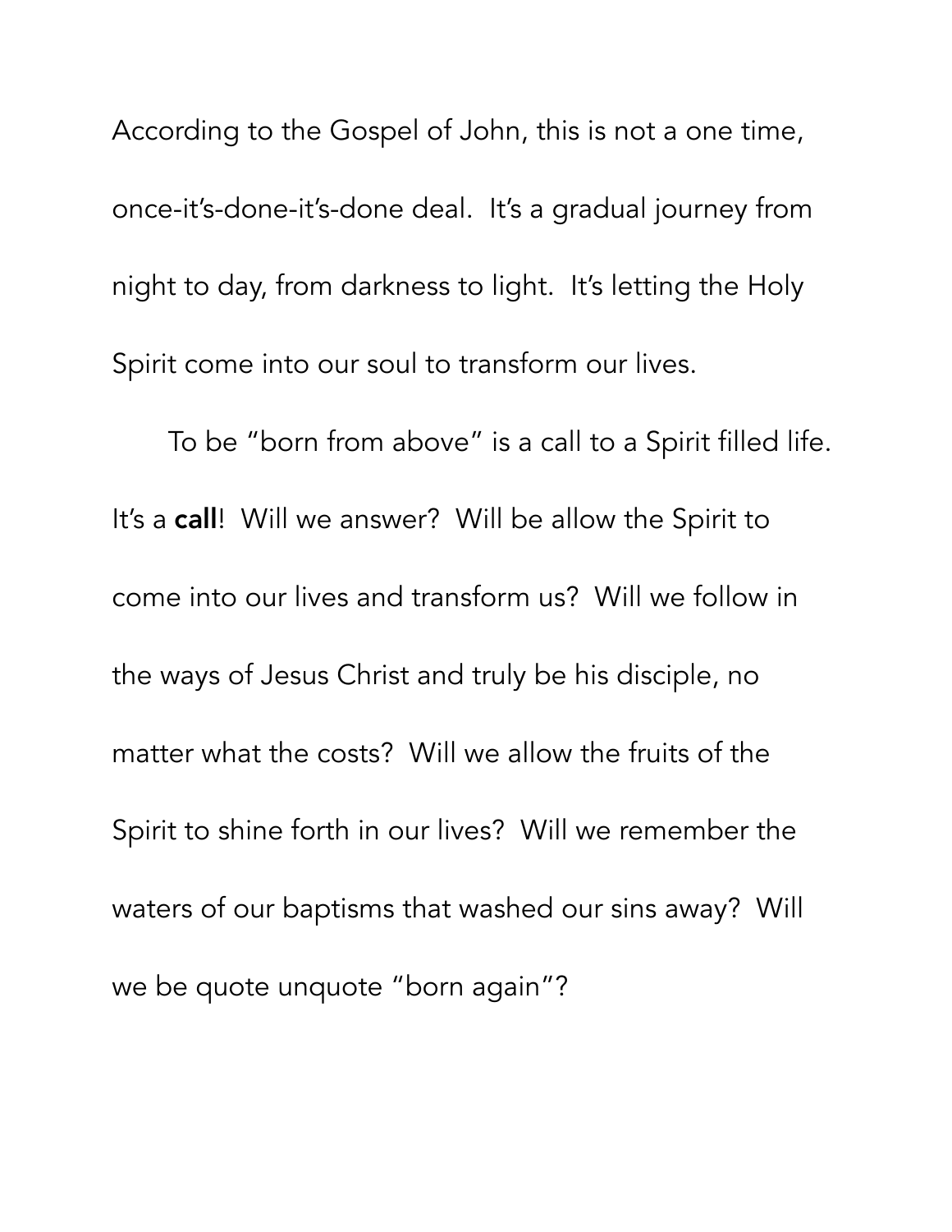According to the Gospel of John, this is not a one time, once-it's-done-it's-done deal. It's a gradual journey from night to day, from darkness to light. It's letting the Holy Spirit come into our soul to transform our lives.

To be "born from above" is a call to a Spirit filled life. It's a **call**! Will we answer? Will be allow the Spirit to come into our lives and transform us? Will we follow in the ways of Jesus Christ and truly be his disciple, no matter what the costs? Will we allow the fruits of the Spirit to shine forth in our lives? Will we remember the waters of our baptisms that washed our sins away? Will we be quote unquote "born again"?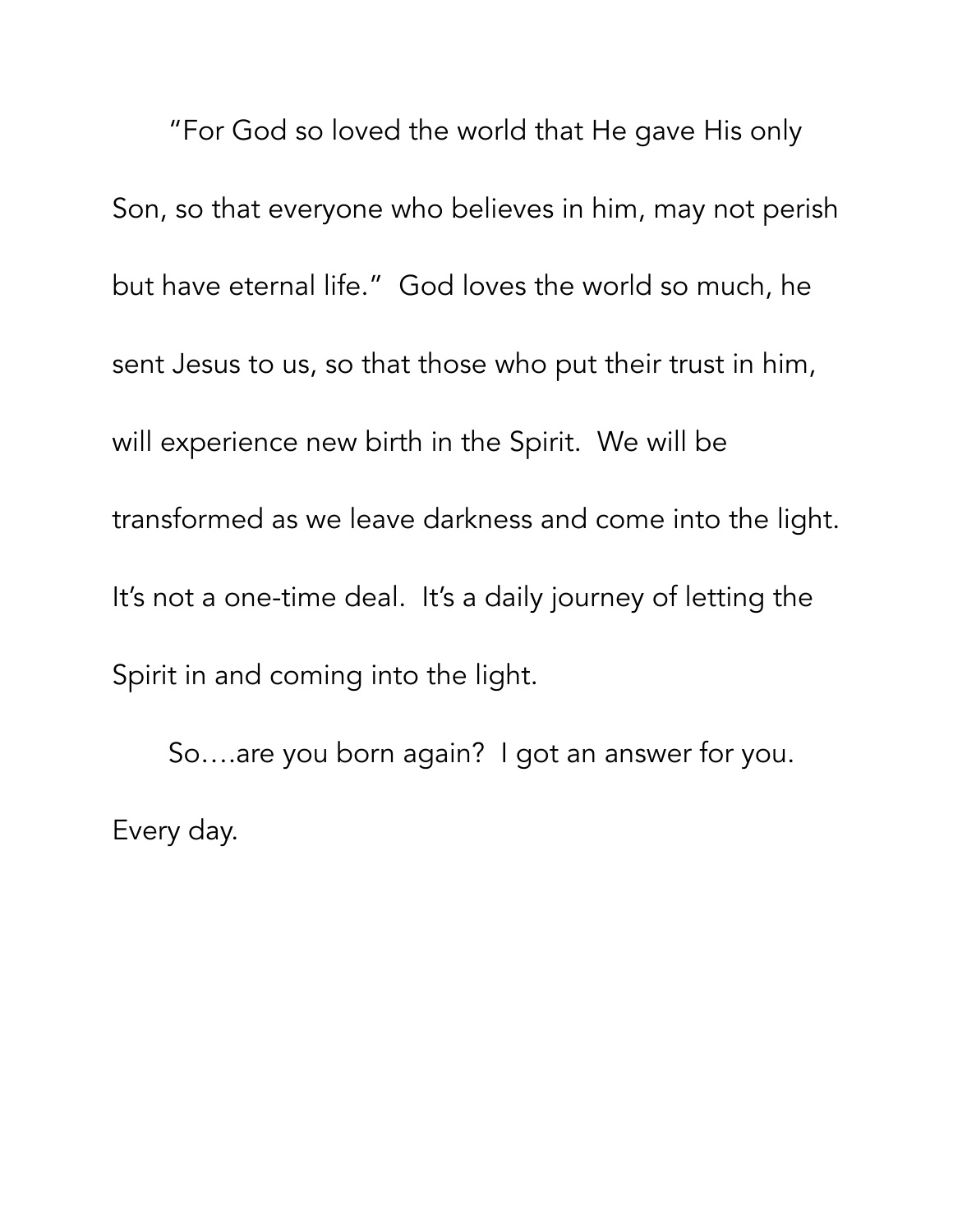"For God so loved the world that He gave His only Son, so that everyone who believes in him, may not perish but have eternal life."  God loves the world so much, he sent Jesus to us, so that those who put their trust in him, will experience new birth in the Spirit.  We will be transformed as we leave darkness and come into the light.  It's not a one-time deal.  It's a daily journey of letting the Spirit in and coming into the light.

So….are you born again?  I got an answer for you.  Every day.